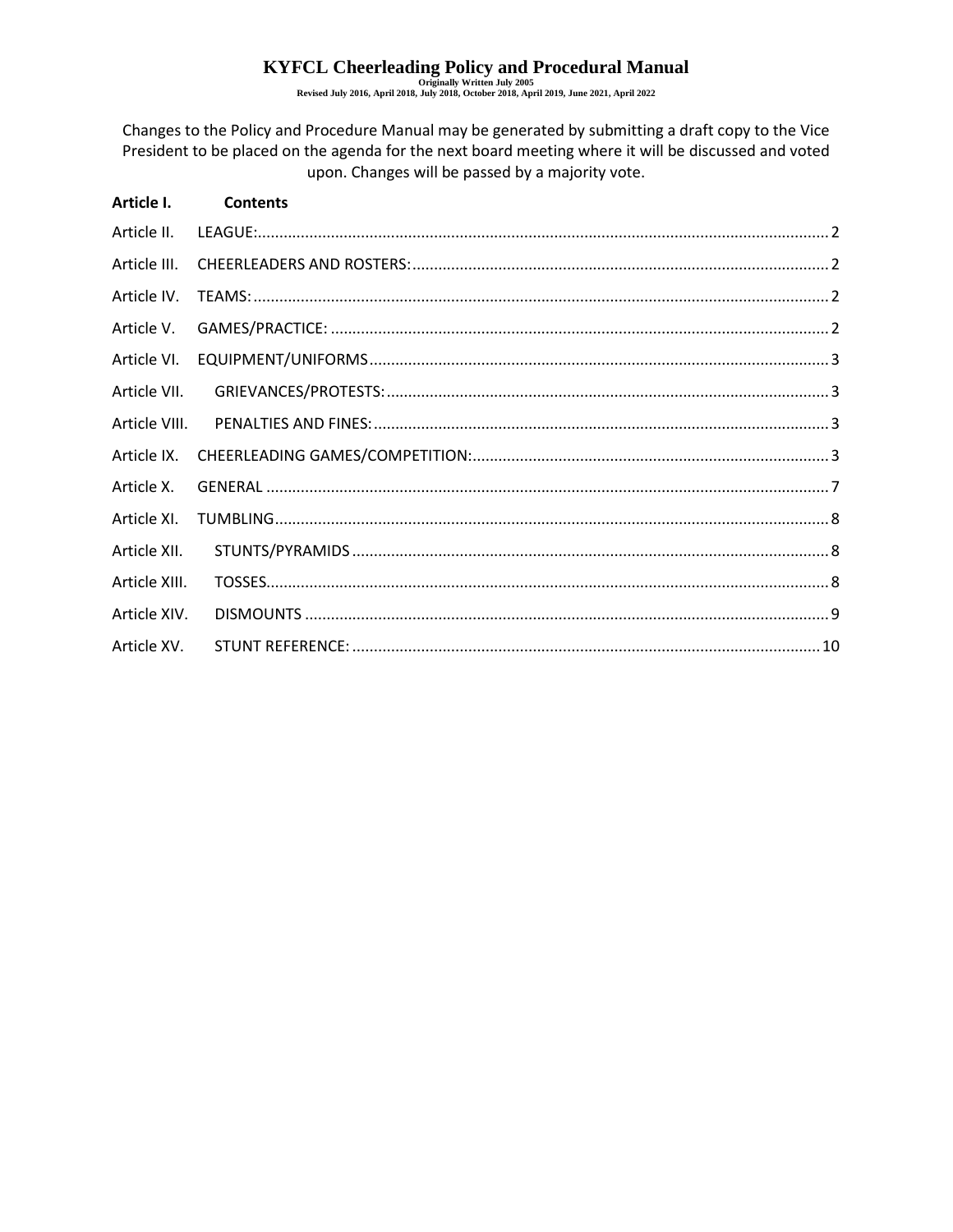# KYFCL Cheerleading Policy and Procedural Manual

**Originally Written July 2005**
**Revised July 2016, April 2018, July 2018, October 2018, April 2019, June 2021, April 2022**

Changes to the Policy and Procedure Manual may be generated by submitting a draft copy to the Vice President to be placed on the agenda for the next board meeting where it will be discussed and voted upon. Changes will be passed by a majority vote.

**Article I. Contents**

| | | |
|---|---|---|
| Article II. | LEAGUE: | 2 |
| Article III. | CHEERLEADERS AND ROSTERS: | 2 |
| Article IV. | TEAMS: | 2 |
| Article V. | GAMES/PRACTICE: | 2 |
| Article VI. | EQUIPMENT/UNIFORMS | 3 |
| Article VII. | GRIEVANCES/PROTESTS: | 3 |
| Article VIII. | PENALTIES AND FINES: | 3 |
| Article IX. | CHEERLEADING GAMES/COMPETITION: | 3 |
| Article X. | GENERAL | 7 |
| Article XI. | TUMBLING | 8 |
| Article XII. | STUNTS/PYRAMIDS | 8 |
| Article XIII. | TOSSES | 8 |
| Article XIV. | DISMOUNTS | 9 |
| Article XV. | STUNT REFERENCE: | 10 |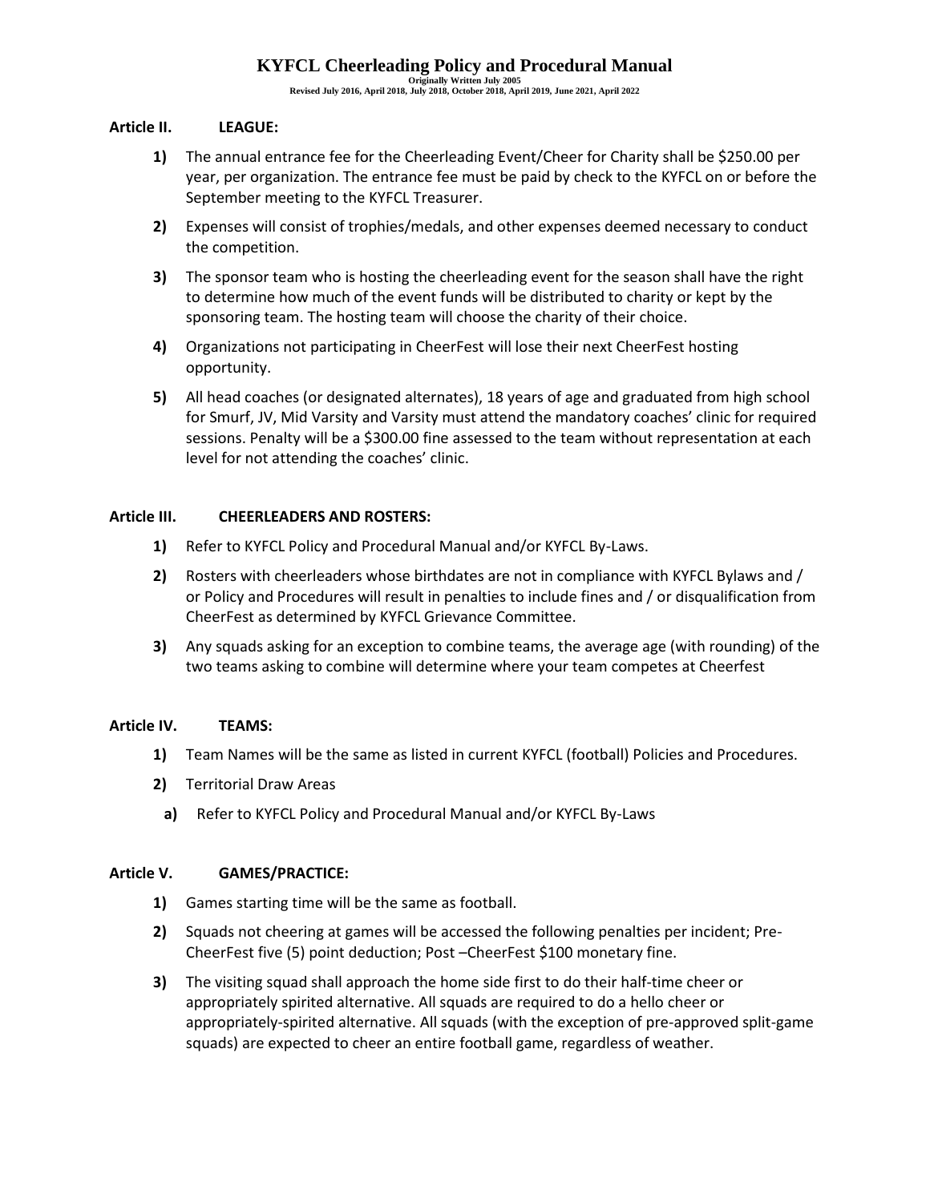## Article II. LEAGUE:

1) The annual entrance fee for the Cheerleading Event/Cheer for Charity shall be $250.00 per year, per organization. The entrance fee must be paid by check to the KYFCL on or before the September meeting to the KYFCL Treasurer.

2) Expenses will consist of trophies/medals, and other expenses deemed necessary to conduct the competition.

3) The sponsor team who is hosting the cheerleading event for the season shall have the right to determine how much of the event funds will be distributed to charity or kept by the sponsoring team. The hosting team will choose the charity of their choice.

4) Organizations not participating in CheerFest will lose their next CheerFest hosting opportunity.

5) All head coaches (or designated alternates), 18 years of age and graduated from high school for Smurf, JV, Mid Varsity and Varsity must attend the mandatory coaches' clinic for required sessions. Penalty will be a $300.00 fine assessed to the team without representation at each level for not attending the coaches' clinic.

## Article III. CHEERLEADERS AND ROSTERS:

1) Refer to KYFCL Policy and Procedural Manual and/or KYFCL By-Laws.

2) Rosters with cheerleaders whose birthdates are not in compliance with KYFCL Bylaws and / or Policy and Procedures will result in penalties to include fines and / or disqualification from CheerFest as determined by KYFCL Grievance Committee.

3) Any squads asking for an exception to combine teams, the average age (with rounding) of the two teams asking to combine will determine where your team competes at Cheerfest

## Article IV. TEAMS:

1) Team Names will be the same as listed in current KYFCL (football) Policies and Procedures.

2) Territorial Draw Areas

   a) Refer to KYFCL Policy and Procedural Manual and/or KYFCL By-Laws

## Article V. GAMES/PRACTICE:

1) Games starting time will be the same as football.

2) Squads not cheering at games will be accessed the following penalties per incident; Pre-CheerFest five (5) point deduction; Post –CheerFest $100 monetary fine.

3) The visiting squad shall approach the home side first to do their half-time cheer or appropriately spirited alternative. All squads are required to do a hello cheer or appropriately-spirited alternative. All squads (with the exception of pre-approved split-game squads) are expected to cheer an entire football game, regardless of weather.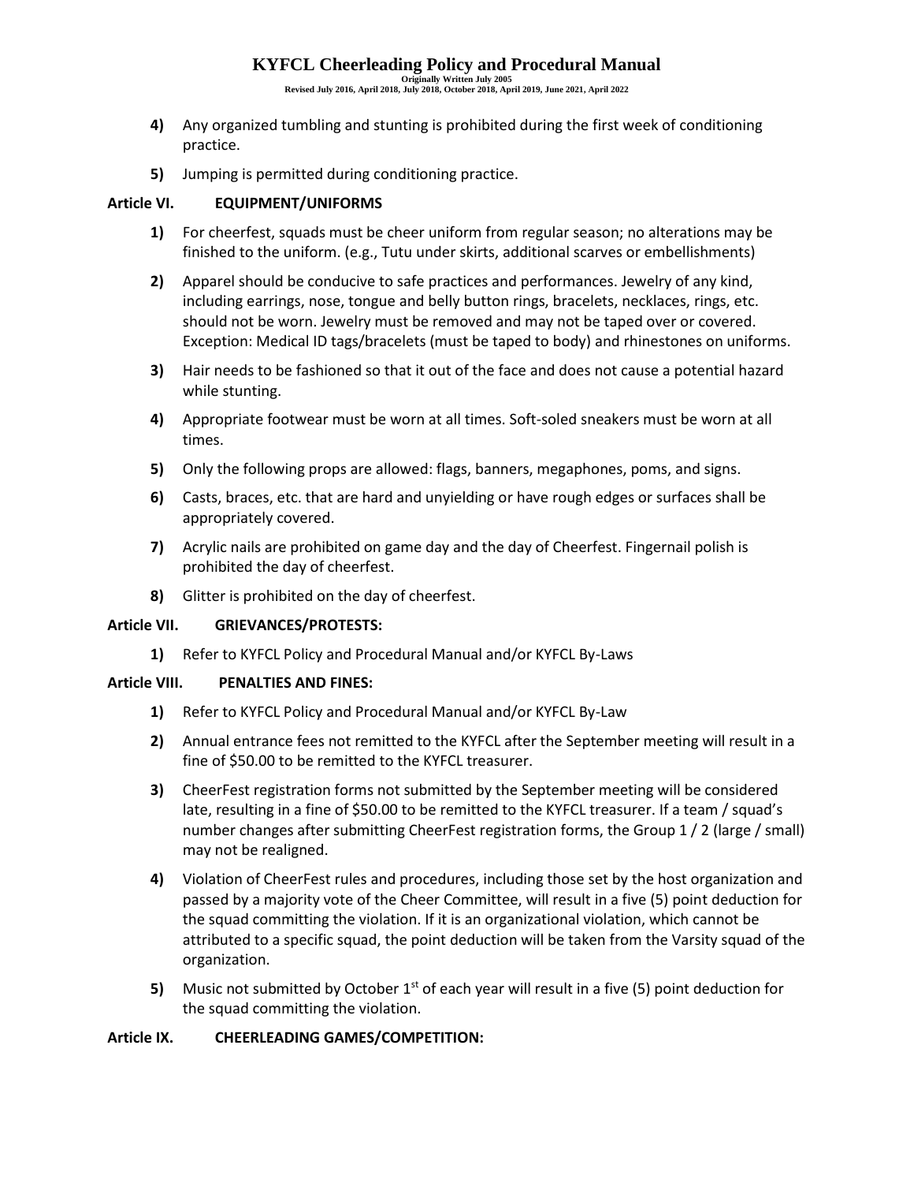4) Any organized tumbling and stunting is prohibited during the first week of conditioning practice.

5) Jumping is permitted during conditioning practice.

**Article VI. EQUIPMENT/UNIFORMS**

1) For cheerfest, squads must be cheer uniform from regular season; no alterations may be finished to the uniform. (e.g., Tutu under skirts, additional scarves or embellishments)

2) Apparel should be conducive to safe practices and performances. Jewelry of any kind, including earrings, nose, tongue and belly button rings, bracelets, necklaces, rings, etc. should not be worn. Jewelry must be removed and may not be taped over or covered. Exception: Medical ID tags/bracelets (must be taped to body) and rhinestones on uniforms.

3) Hair needs to be fashioned so that it out of the face and does not cause a potential hazard while stunting.

4) Appropriate footwear must be worn at all times. Soft-soled sneakers must be worn at all times.

5) Only the following props are allowed: flags, banners, megaphones, poms, and signs.

6) Casts, braces, etc. that are hard and unyielding or have rough edges or surfaces shall be appropriately covered.

7) Acrylic nails are prohibited on game day and the day of Cheerfest. Fingernail polish is prohibited the day of cheerfest.

8) Glitter is prohibited on the day of cheerfest.

**Article VII. GRIEVANCES/PROTESTS:**

1) Refer to KYFCL Policy and Procedural Manual and/or KYFCL By-Laws

**Article VIII. PENALTIES AND FINES:**

1) Refer to KYFCL Policy and Procedural Manual and/or KYFCL By-Law

2) Annual entrance fees not remitted to the KYFCL after the September meeting will result in a fine of $50.00 to be remitted to the KYFCL treasurer.

3) CheerFest registration forms not submitted by the September meeting will be considered late, resulting in a fine of $50.00 to be remitted to the KYFCL treasurer. If a team / squad's number changes after submitting CheerFest registration forms, the Group 1 / 2 (large / small) may not be realigned.

4) Violation of CheerFest rules and procedures, including those set by the host organization and passed by a majority vote of the Cheer Committee, will result in a five (5) point deduction for the squad committing the violation. If it is an organizational violation, which cannot be attributed to a specific squad, the point deduction will be taken from the Varsity squad of the organization.

5) Music not submitted by October 1st of each year will result in a five (5) point deduction for the squad committing the violation.

**Article IX. CHEERLEADING GAMES/COMPETITION:**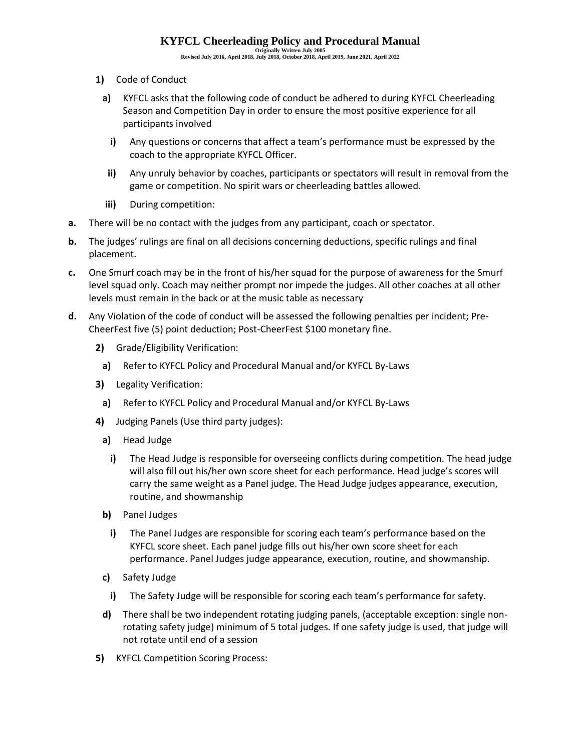1) Code of Conduct

a) KYFCL asks that the following code of conduct be adhered to during KYFCL Cheerleading Season and Competition Day in order to ensure the most positive experience for all participants involved

i) Any questions or concerns that affect a team's performance must be expressed by the coach to the appropriate KYFCL Officer.

ii) Any unruly behavior by coaches, participants or spectators will result in removal from the game or competition. No spirit wars or cheerleading battles allowed.

iii) During competition:

a. There will be no contact with the judges from any participant, coach or spectator.

b. The judges' rulings are final on all decisions concerning deductions, specific rulings and final placement.

c. One Smurf coach may be in the front of his/her squad for the purpose of awareness for the Smurf level squad only. Coach may neither prompt nor impede the judges. All other coaches at all other levels must remain in the back or at the music table as necessary

d. Any Violation of the code of conduct will be assessed the following penalties per incident; Pre-CheerFest five (5) point deduction; Post-CheerFest $100 monetary fine.

2) Grade/Eligibility Verification:

a) Refer to KYFCL Policy and Procedural Manual and/or KYFCL By-Laws

3) Legality Verification:

a) Refer to KYFCL Policy and Procedural Manual and/or KYFCL By-Laws

4) Judging Panels (Use third party judges):

a) Head Judge

i) The Head Judge is responsible for overseeing conflicts during competition. The head judge will also fill out his/her own score sheet for each performance. Head judge's scores will carry the same weight as a Panel judge. The Head Judge judges appearance, execution, routine, and showmanship

b) Panel Judges

i) The Panel Judges are responsible for scoring each team's performance based on the KYFCL score sheet. Each panel judge fills out his/her own score sheet for each performance. Panel Judges judge appearance, execution, routine, and showmanship.

c) Safety Judge

i) The Safety Judge will be responsible for scoring each team's performance for safety.

d) There shall be two independent rotating judging panels, (acceptable exception: single non-rotating safety judge) minimum of 5 total judges. If one safety judge is used, that judge will not rotate until end of a session

5) KYFCL Competition Scoring Process: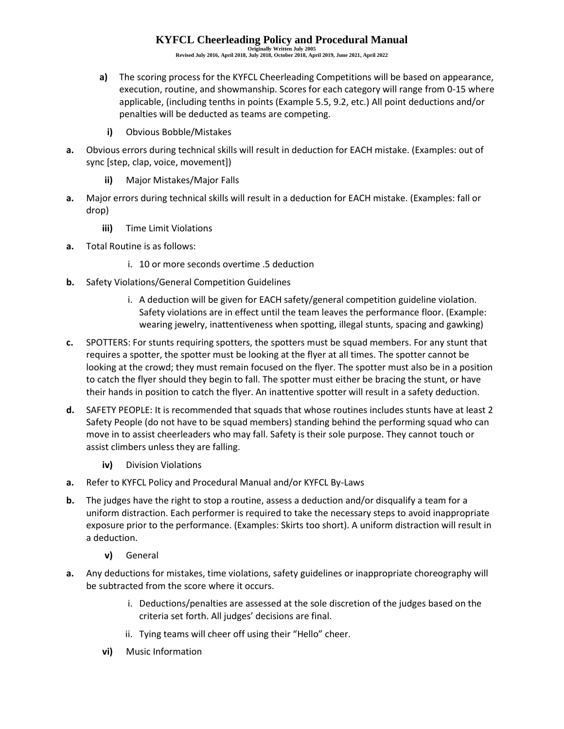a) The scoring process for the KYFCL Cheerleading Competitions will be based on appearance, execution, routine, and showmanship. Scores for each category will range from 0-15 where applicable, (including tenths in points (Example 5.5, 9.2, etc.) All point deductions and/or penalties will be deducted as teams are competing.

i) Obvious Bobble/Mistakes

a. Obvious errors during technical skills will result in deduction for EACH mistake. (Examples: out of sync [step, clap, voice, movement])

ii) Major Mistakes/Major Falls

a. Major errors during technical skills will result in a deduction for EACH mistake. (Examples: fall or drop)

iii) Time Limit Violations

a. Total Routine is as follows:

   i. 10 or more seconds overtime .5 deduction

b. Safety Violations/General Competition Guidelines

   i. A deduction will be given for EACH safety/general competition guideline violation. Safety violations are in effect until the team leaves the performance floor. (Example: wearing jewelry, inattentiveness when spotting, illegal stunts, spacing and gawking)

c. SPOTTERS: For stunts requiring spotters, the spotters must be squad members. For any stunt that requires a spotter, the spotter must be looking at the flyer at all times. The spotter cannot be looking at the crowd; they must remain focused on the flyer. The spotter must also be in a position to catch the flyer should they begin to fall. The spotter must either be bracing the stunt, or have their hands in position to catch the flyer. An inattentive spotter will result in a safety deduction.

d. SAFETY PEOPLE: It is recommended that squads that whose routines includes stunts have at least 2 Safety People (do not have to be squad members) standing behind the performing squad who can move in to assist cheerleaders who may fall. Safety is their sole purpose. They cannot touch or assist climbers unless they are falling.

iv) Division Violations

a. Refer to KYFCL Policy and Procedural Manual and/or KYFCL By-Laws

b. The judges have the right to stop a routine, assess a deduction and/or disqualify a team for a uniform distraction. Each performer is required to take the necessary steps to avoid inappropriate exposure prior to the performance. (Examples: Skirts too short). A uniform distraction will result in a deduction.

v) General

a. Any deductions for mistakes, time violations, safety guidelines or inappropriate choreography will be subtracted from the score where it occurs.

   i. Deductions/penalties are assessed at the sole discretion of the judges based on the criteria set forth. All judges' decisions are final.

   ii. Tying teams will cheer off using their "Hello" cheer.

vi) Music Information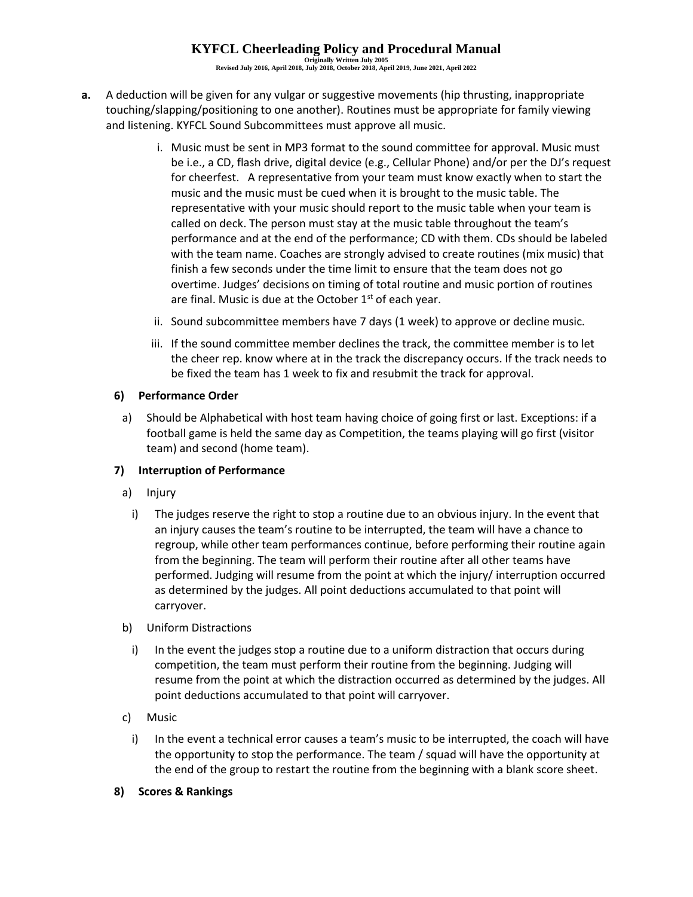**a.** A deduction will be given for any vulgar or suggestive movements (hip thrusting, inappropriate touching/slapping/positioning to one another). Routines must be appropriate for family viewing and listening. KYFCL Sound Subcommittees must approve all music.

i. Music must be sent in MP3 format to the sound committee for approval. Music must be i.e., a CD, flash drive, digital device (e.g., Cellular Phone) and/or per the DJ's request for cheerfest. A representative from your team must know exactly when to start the music and the music must be cued when it is brought to the music table. The representative with your music should report to the music table when your team is called on deck. The person must stay at the music table throughout the team's performance and at the end of the performance; CD with them. CDs should be labeled with the team name. Coaches are strongly advised to create routines (mix music) that finish a few seconds under the time limit to ensure that the team does not go overtime. Judges' decisions on timing of total routine and music portion of routines are final. Music is due at the October 1st of each year.

ii. Sound subcommittee members have 7 days (1 week) to approve or decline music.

iii. If the sound committee member declines the track, the committee member is to let the cheer rep. know where at in the track the discrepancy occurs. If the track needs to be fixed the team has 1 week to fix and resubmit the track for approval.

**6) Performance Order**

a) Should be Alphabetical with host team having choice of going first or last. Exceptions: if a football game is held the same day as Competition, the teams playing will go first (visitor team) and second (home team).

**7) Interruption of Performance**

a) Injury

i) The judges reserve the right to stop a routine due to an obvious injury. In the event that an injury causes the team's routine to be interrupted, the team will have a chance to regroup, while other team performances continue, before performing their routine again from the beginning. The team will perform their routine after all other teams have performed. Judging will resume from the point at which the injury/ interruption occurred as determined by the judges. All point deductions accumulated to that point will carryover.

b) Uniform Distractions

i) In the event the judges stop a routine due to a uniform distraction that occurs during competition, the team must perform their routine from the beginning. Judging will resume from the point at which the distraction occurred as determined by the judges. All point deductions accumulated to that point will carryover.

c) Music

i) In the event a technical error causes a team's music to be interrupted, the coach will have the opportunity to stop the performance. The team / squad will have the opportunity at the end of the group to restart the routine from the beginning with a blank score sheet.

**8) Scores & Rankings**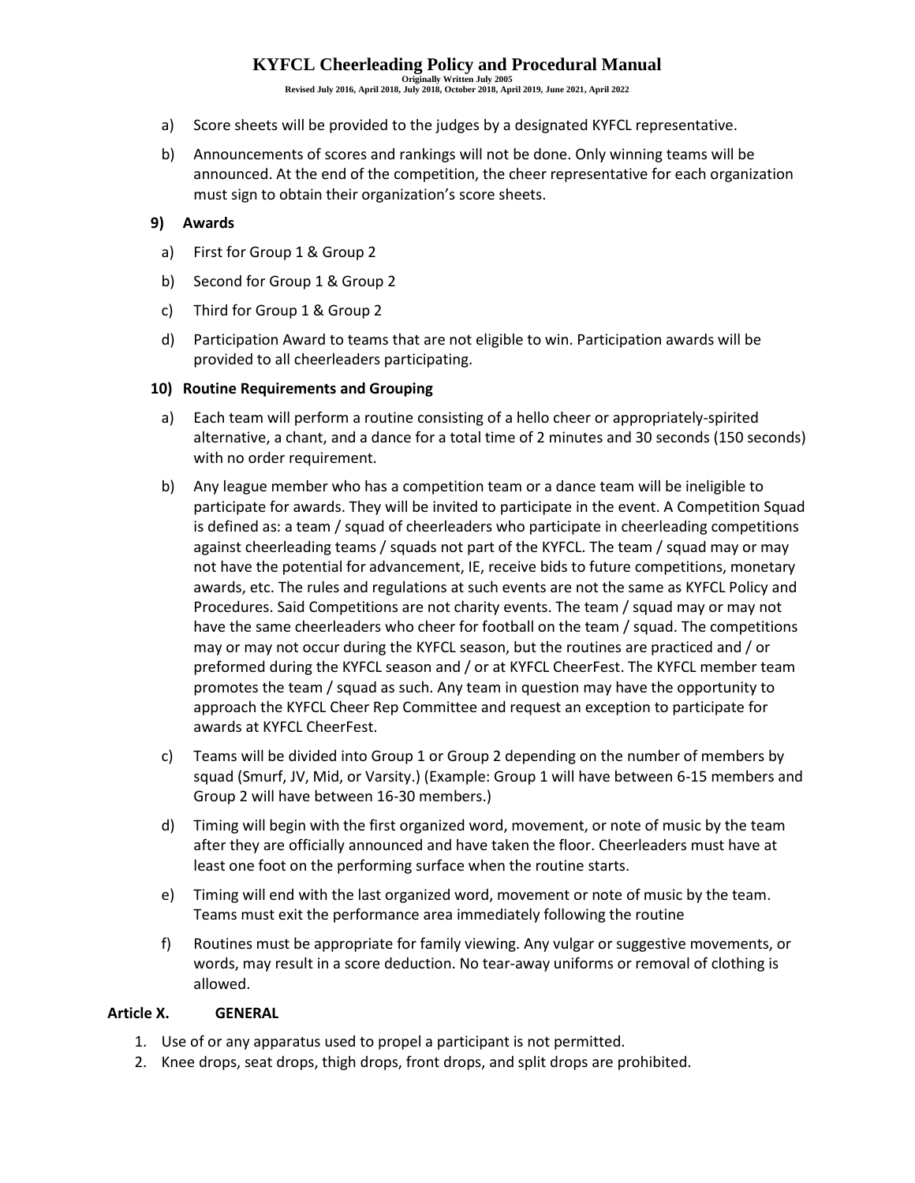a) Score sheets will be provided to the judges by a designated KYFCL representative.

b) Announcements of scores and rankings will not be done. Only winning teams will be announced. At the end of the competition, the cheer representative for each organization must sign to obtain their organization's score sheets.

**9) Awards**

a) First for Group 1 & Group 2

b) Second for Group 1 & Group 2

c) Third for Group 1 & Group 2

d) Participation Award to teams that are not eligible to win. Participation awards will be provided to all cheerleaders participating.

**10) Routine Requirements and Grouping**

a) Each team will perform a routine consisting of a hello cheer or appropriately-spirited alternative, a chant, and a dance for a total time of 2 minutes and 30 seconds (150 seconds) with no order requirement.

b) Any league member who has a competition team or a dance team will be ineligible to participate for awards. They will be invited to participate in the event. A Competition Squad is defined as: a team / squad of cheerleaders who participate in cheerleading competitions against cheerleading teams / squads not part of the KYFCL. The team / squad may or may not have the potential for advancement, IE, receive bids to future competitions, monetary awards, etc. The rules and regulations at such events are not the same as KYFCL Policy and Procedures. Said Competitions are not charity events. The team / squad may or may not have the same cheerleaders who cheer for football on the team / squad. The competitions may or may not occur during the KYFCL season, but the routines are practiced and / or preformed during the KYFCL season and / or at KYFCL CheerFest. The KYFCL member team promotes the team / squad as such. Any team in question may have the opportunity to approach the KYFCL Cheer Rep Committee and request an exception to participate for awards at KYFCL CheerFest.

c) Teams will be divided into Group 1 or Group 2 depending on the number of members by squad (Smurf, JV, Mid, or Varsity.) (Example: Group 1 will have between 6-15 members and Group 2 will have between 16-30 members.)

d) Timing will begin with the first organized word, movement, or note of music by the team after they are officially announced and have taken the floor. Cheerleaders must have at least one foot on the performing surface when the routine starts.

e) Timing will end with the last organized word, movement or note of music by the team. Teams must exit the performance area immediately following the routine

f) Routines must be appropriate for family viewing. Any vulgar or suggestive movements, or words, may result in a score deduction. No tear-away uniforms or removal of clothing is allowed.

## Article X. GENERAL

1. Use of or any apparatus used to propel a participant is not permitted.
2. Knee drops, seat drops, thigh drops, front drops, and split drops are prohibited.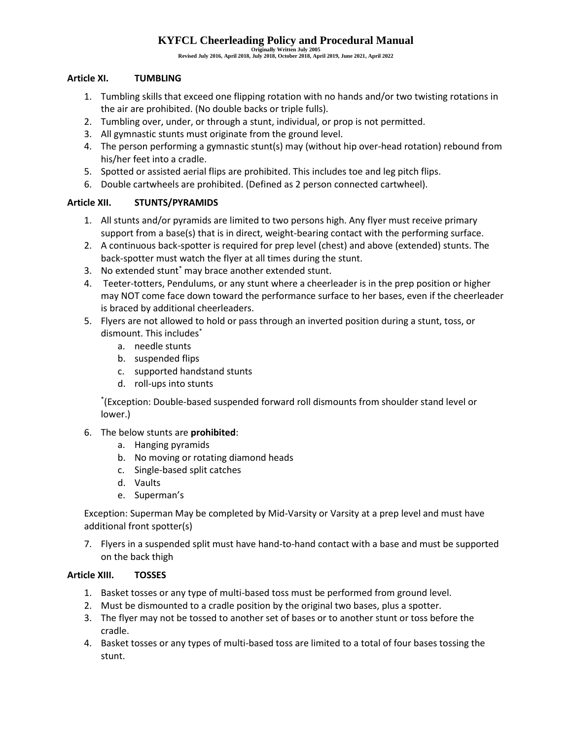## Article XI. TUMBLING

1. Tumbling skills that exceed one flipping rotation with no hands and/or two twisting rotations in the air are prohibited. (No double backs or triple fulls).
2. Tumbling over, under, or through a stunt, individual, or prop is not permitted.
3. All gymnastic stunts must originate from the ground level.
4. The person performing a gymnastic stunt(s) may (without hip over-head rotation) rebound from his/her feet into a cradle.
5. Spotted or assisted aerial flips are prohibited. This includes toe and leg pitch flips.
6. Double cartwheels are prohibited. (Defined as 2 person connected cartwheel).

## Article XII. STUNTS/PYRAMIDS

1. All stunts and/or pyramids are limited to two persons high. Any flyer must receive primary support from a base(s) that is in direct, weight-bearing contact with the performing surface.
2. A continuous back-spotter is required for prep level (chest) and above (extended) stunts. The back-spotter must watch the flyer at all times during the stunt.
3. No extended stunt* may brace another extended stunt.
4. Teeter-totters, Pendulums, or any stunt where a cheerleader is in the prep position or higher may NOT come face down toward the performance surface to her bases, even if the cheerleader is braced by additional cheerleaders.
5. Flyers are not allowed to hold or pass through an inverted position during a stunt, toss, or dismount. This includes*
   a. needle stunts
   b. suspended flips
   c. supported handstand stunts
   d. roll-ups into stunts

   *(Exception: Double-based suspended forward roll dismounts from shoulder stand level or lower.)

6. The below stunts are **prohibited**:
   a. Hanging pyramids
   b. No moving or rotating diamond heads
   c. Single-based split catches
   d. Vaults
   e. Superman's

   Exception: Superman May be completed by Mid-Varsity or Varsity at a prep level and must have additional front spotter(s)

7. Flyers in a suspended split must have hand-to-hand contact with a base and must be supported on the back thigh

## Article XIII. TOSSES

1. Basket tosses or any type of multi-based toss must be performed from ground level.
2. Must be dismounted to a cradle position by the original two bases, plus a spotter.
3. The flyer may not be tossed to another set of bases or to another stunt or toss before the cradle.
4. Basket tosses or any types of multi-based toss are limited to a total of four bases tossing the stunt.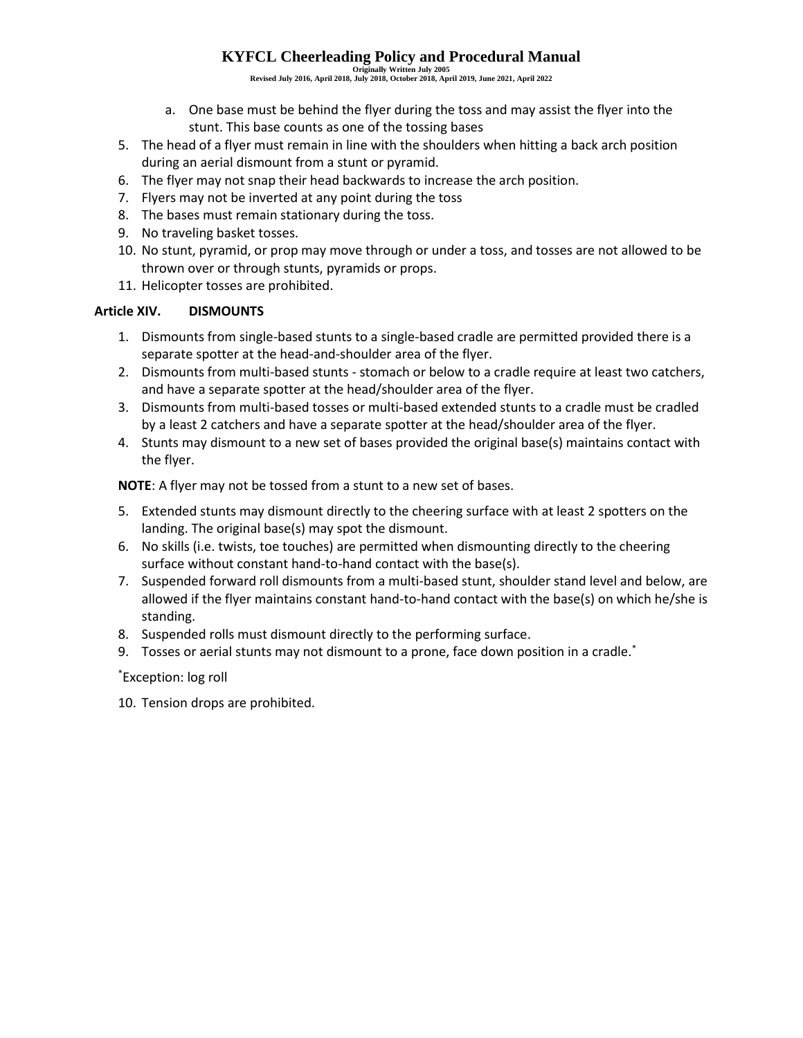a. One base must be behind the flyer during the toss and may assist the flyer into the stunt. This base counts as one of the tossing bases

5. The head of a flyer must remain in line with the shoulders when hitting a back arch position during an aerial dismount from a stunt or pyramid.
6. The flyer may not snap their head backwards to increase the arch position.
7. Flyers may not be inverted at any point during the toss
8. The bases must remain stationary during the toss.
9. No traveling basket tosses.
10. No stunt, pyramid, or prop may move through or under a toss, and tosses are not allowed to be thrown over or through stunts, pyramids or props.
11. Helicopter tosses are prohibited.

## Article XIV. DISMOUNTS

1. Dismounts from single-based stunts to a single-based cradle are permitted provided there is a separate spotter at the head-and-shoulder area of the flyer.
2. Dismounts from multi-based stunts - stomach or below to a cradle require at least two catchers, and have a separate spotter at the head/shoulder area of the flyer.
3. Dismounts from multi-based tosses or multi-based extended stunts to a cradle must be cradled by a least 2 catchers and have a separate spotter at the head/shoulder area of the flyer.
4. Stunts may dismount to a new set of bases provided the original base(s) maintains contact with the flyer.

**NOTE**: A flyer may not be tossed from a stunt to a new set of bases.

5. Extended stunts may dismount directly to the cheering surface with at least 2 spotters on the landing. The original base(s) may spot the dismount.
6. No skills (i.e. twists, toe touches) are permitted when dismounting directly to the cheering surface without constant hand-to-hand contact with the base(s).
7. Suspended forward roll dismounts from a multi-based stunt, shoulder stand level and below, are allowed if the flyer maintains constant hand-to-hand contact with the base(s) on which he/she is standing.
8. Suspended rolls must dismount directly to the performing surface.
9. Tosses or aerial stunts may not dismount to a prone, face down position in a cradle.*

*Exception: log roll

10. Tension drops are prohibited.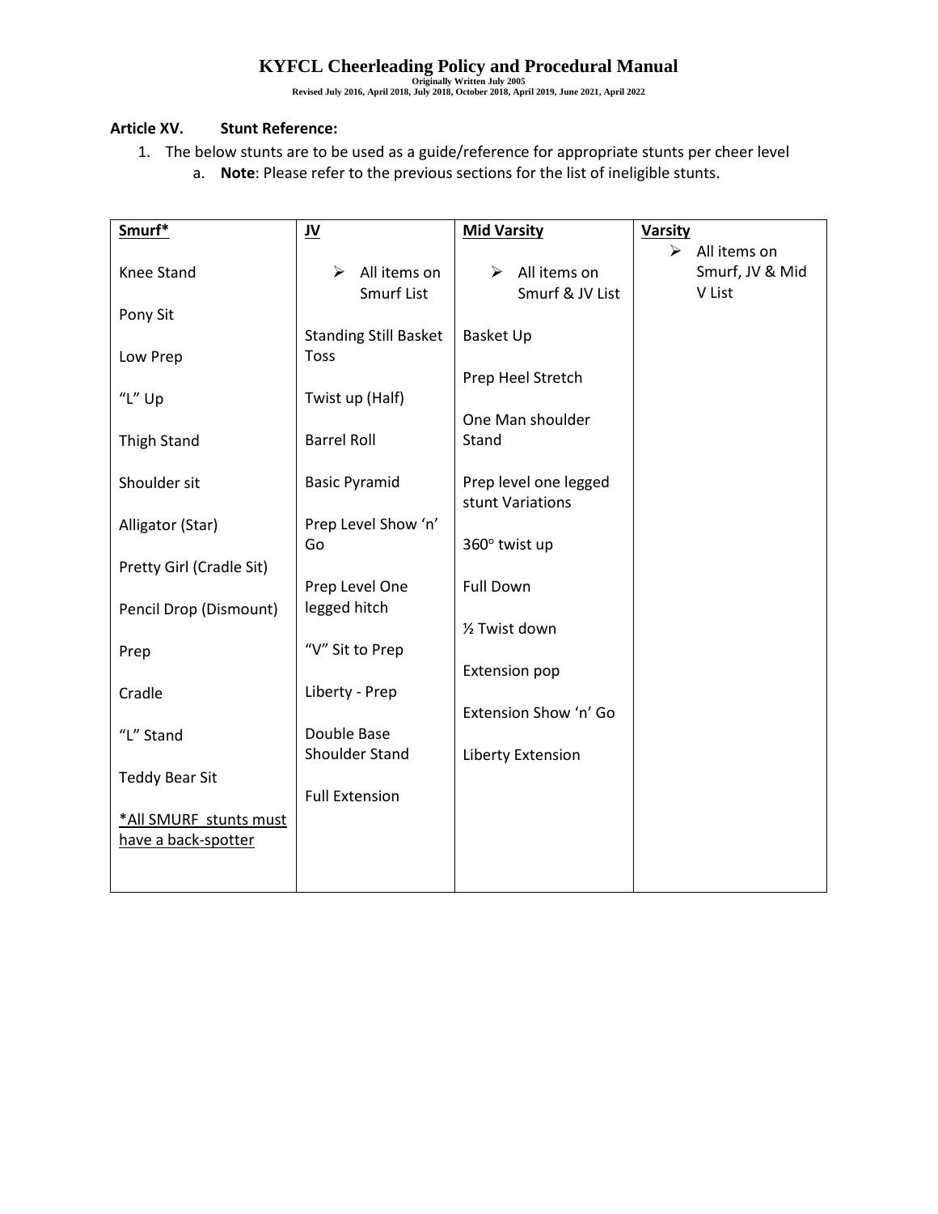**Article XV. Stunt Reference:**

1. The below stunts are to be used as a guide/reference for appropriate stunts per cheer level
   a. **Note**: Please refer to the previous sections for the list of ineligible stunts.

| **Smurf*** | **JV** | **Mid Varsity** | **Varsity** |
|---|---|---|---|
| Knee Stand | ➢ All items on Smurf List | ➢ All items on Smurf & JV List | ➢ All items on Smurf, JV & Mid V List |
| Pony Sit | Standing Still Basket Toss | Basket Up | |
| Low Prep | Twist up (Half) | Prep Heel Stretch | |
| "L" Up | Barrel Roll | One Man shoulder Stand | |
| Thigh Stand | Basic Pyramid | Prep level one legged stunt Variations | |
| Shoulder sit | Prep Level Show 'n' Go | 360° twist up | |
| Alligator (Star) | Prep Level One legged hitch | Full Down | |
| Pretty Girl (Cradle Sit) | "V" Sit to Prep | ½ Twist down | |
| Pencil Drop (Dismount) | Liberty - Prep | Extension pop | |
| Prep | Double Base Shoulder Stand | Extension Show 'n' Go | |
| Cradle | Full Extension | Liberty Extension | |
| "L" Stand | | | |
| Teddy Bear Sit | | | |
| *All SMURF stunts must have a back-spotter | | | |